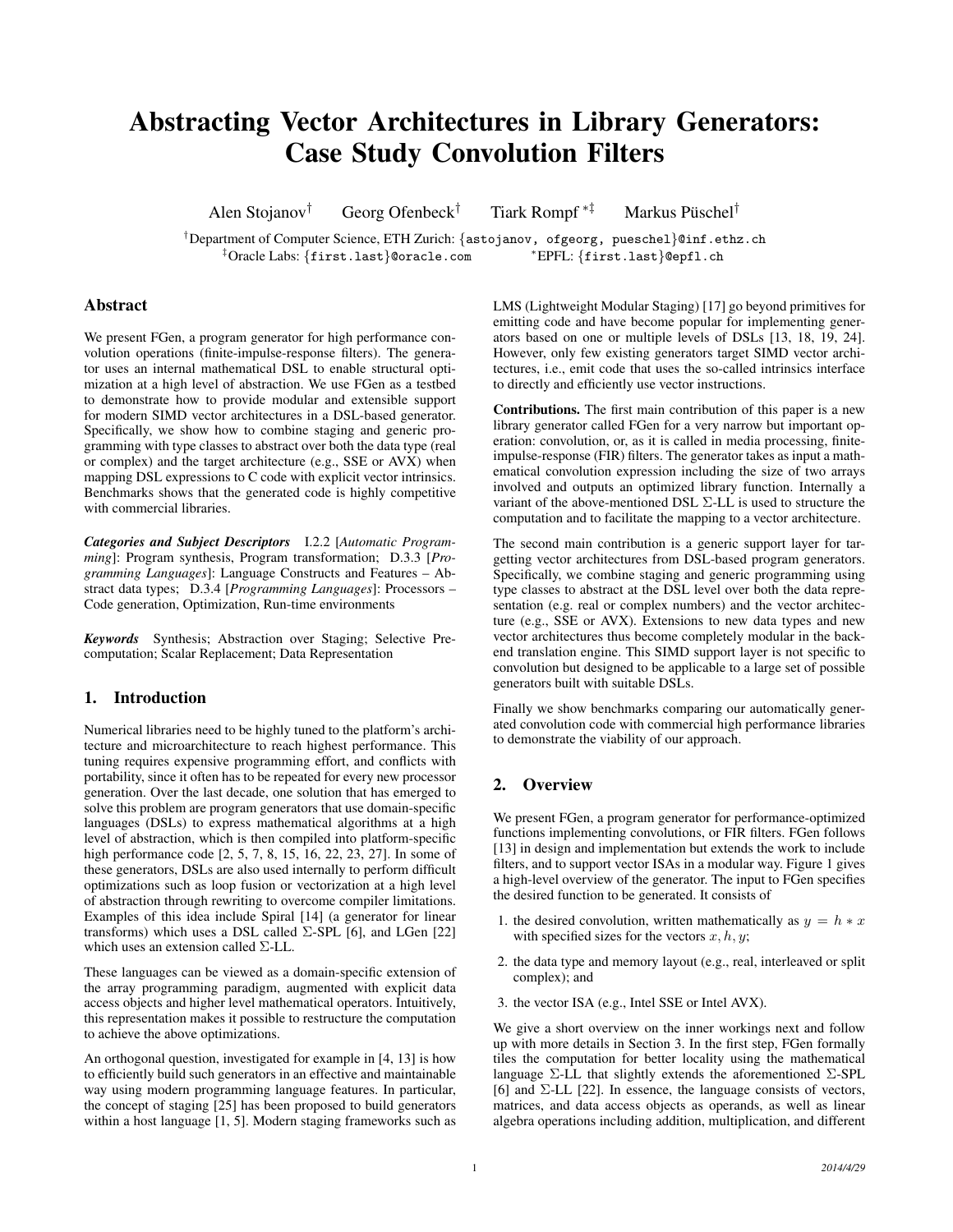# Abstracting Vector Architectures in Library Generators: Case Study Convolution Filters

Alen Stojanov[†] Georg Ofenbeck[†] Tiark Rompf [*‡] Markus Püschel[†]

[†]Department of Computer Science, ETH Zurich: {astojanov, ofgeorg, pueschel}@inf.ethz.ch
[‡]Oracle Labs: {first.last}@oracle.com [*]EPFL: {first.last}@epfl.ch

## Abstract

We present FGen, a program generator for high performance convolution operations (finite-impulse-response filters). The generator uses an internal mathematical DSL to enable structural optimization at a high level of abstraction. We use FGen as a testbed to demonstrate how to provide modular and extensible support for modern SIMD vector architectures in a DSL-based generator. Specifically, we show how to combine staging and generic programming with type classes to abstract over both the data type (real or complex) and the target architecture (e.g., SSE or AVX) when mapping DSL expressions to C code with explicit vector intrinsics. Benchmarks shows that the generated code is highly competitive with commercial libraries.

***Categories and Subject Descriptors*** I.2.2 [*Automatic Programming*]: Program synthesis, Program transformation; D.3.3 [*Programming Languages*]: Language Constructs and Features – Abstract data types; D.3.4 [*Programming Languages*]: Processors – Code generation, Optimization, Run-time environments

***Keywords*** Synthesis; Abstraction over Staging; Selective Precomputation; Scalar Replacement; Data Representation

## 1. Introduction

Numerical libraries need to be highly tuned to the platform's architecture and microarchitecture to reach highest performance. This tuning requires expensive programming effort, and conflicts with portability, since it often has to be repeated for every new processor generation. Over the last decade, one solution that has emerged to solve this problem are program generators that use domain-specific languages (DSLs) to express mathematical algorithms at a high level of abstraction, which is then compiled into platform-specific high performance code [2, 5, 7, 8, 15, 16, 22, 23, 27]. In some of these generators, DSLs are also used internally to perform difficult optimizations such as loop fusion or vectorization at a high level of abstraction through rewriting to overcome compiler limitations. Examples of this idea include Spiral [14] (a generator for linear transforms) which uses a DSL called Σ-SPL [6], and LGen [22] which uses an extension called Σ-LL.

These languages can be viewed as a domain-specific extension of the array programming paradigm, augmented with explicit data access objects and higher level mathematical operators. Intuitively, this representation makes it possible to restructure the computation to achieve the above optimizations.

An orthogonal question, investigated for example in [4, 13] is how to efficiently build such generators in an effective and maintainable way using modern programming language features. In particular, the concept of staging [25] has been proposed to build generators within a host language [1, 5]. Modern staging frameworks such as LMS (Lightweight Modular Staging) [17] go beyond primitives for emitting code and have become popular for implementing generators based on one or multiple levels of DSLs [13, 18, 19, 24]. However, only few existing generators target SIMD vector architectures, i.e., emit code that uses the so-called intrinsics interface to directly and efficiently use vector instructions.

**Contributions.** The first main contribution of this paper is a new library generator called FGen for a very narrow but important operation: convolution, or, as it is called in media processing, finite-impulse-response (FIR) filters. The generator takes as input a mathematical convolution expression including the size of two arrays involved and outputs an optimized library function. Internally a variant of the above-mentioned DSL Σ-LL is used to structure the computation and to facilitate the mapping to a vector architecture.

The second main contribution is a generic support layer for targeting vector architectures from DSL-based program generators. Specifically, we combine staging and generic programming using type classes to abstract at the DSL level over both the data representation (e.g. real or complex numbers) and the vector architecture (e.g., SSE or AVX). Extensions to new data types and new vector architectures thus become completely modular in the backend translation engine. This SIMD support layer is not specific to convolution but designed to be applicable to a large set of possible generators built with suitable DSLs.

Finally we show benchmarks comparing our automatically generated convolution code with commercial high performance libraries to demonstrate the viability of our approach.

## 2. Overview

We present FGen, a program generator for performance-optimized functions implementing convolutions, or FIR filters. FGen follows [13] in design and implementation but extends the work to include filters, and to support vector ISAs in a modular way. Figure 1 gives a high-level overview of the generator. The input to FGen specifies the desired function to be generated. It consists of

1. the desired convolution, written mathematically as $y = h * x$ with specified sizes for the vectors $x, h, y$;
2. the data type and memory layout (e.g., real, interleaved or split complex); and
3. the vector ISA (e.g., Intel SSE or Intel AVX).

We give a short overview on the inner workings next and follow up with more details in Section 3. In the first step, FGen formally tiles the computation for better locality using the mathematical language Σ-LL that slightly extends the aforementioned Σ-SPL [6] and Σ-LL [22]. In essence, the language consists of vectors, matrices, and data access objects as operands, as well as linear algebra operations including addition, multiplication, and different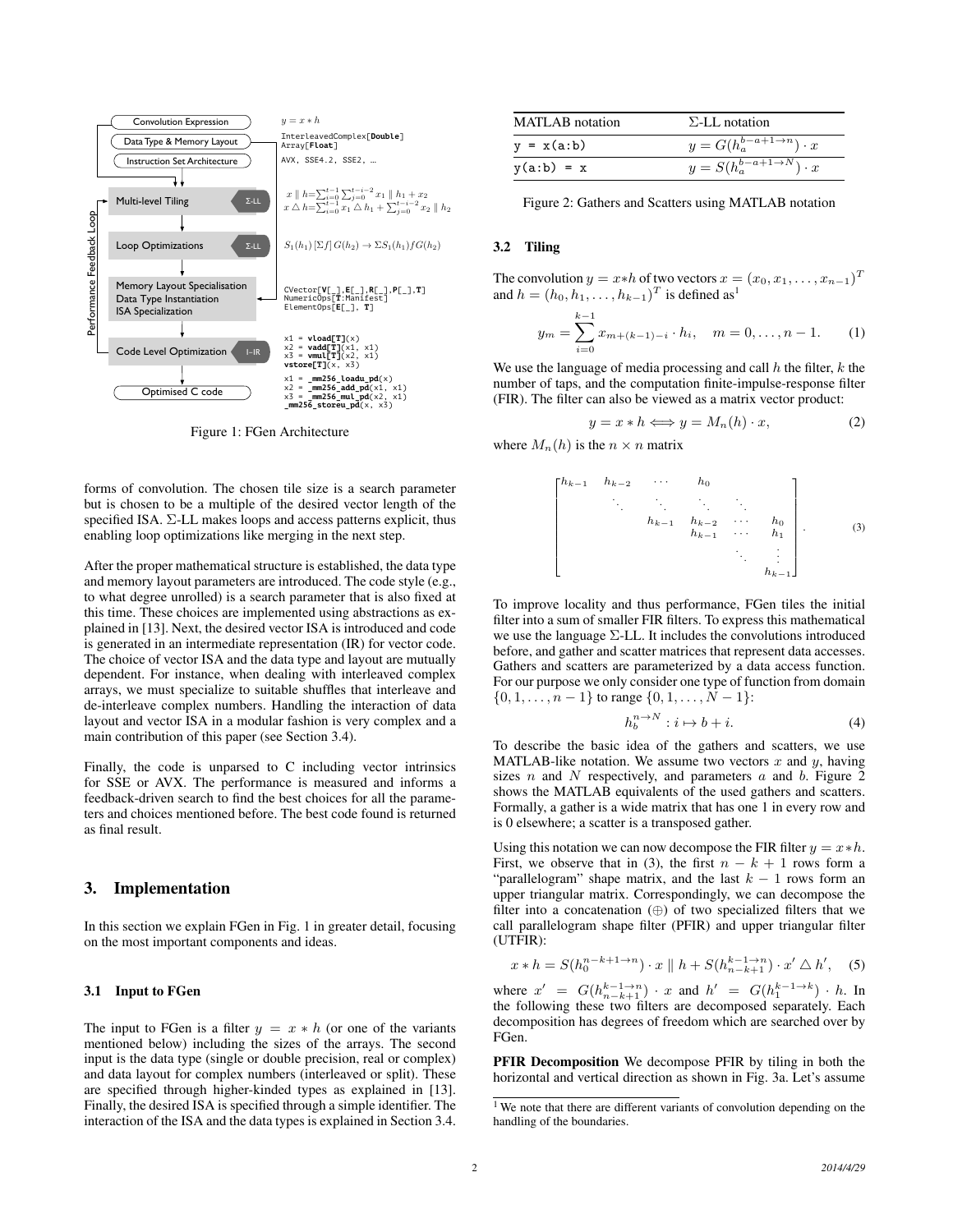Figure 1: FGen Architecture

forms of convolution. The chosen tile size is a search parameter but is chosen to be a multiple of the desired vector length of the specified ISA. Σ-LL makes loops and access patterns explicit, thus enabling loop optimizations like merging in the next step.

After the proper mathematical structure is established, the data type and memory layout parameters are introduced. The code style (e.g., to what degree unrolled) is a search parameter that is also fixed at this time. These choices are implemented using abstractions as explained in [13]. Next, the desired vector ISA is introduced and code is generated in an intermediate representation (IR) for vector code. The choice of vector ISA and the data type and layout are mutually dependent. For instance, when dealing with interleaved complex arrays, we must specialize to suitable shuffles that interleave and de-interleave complex numbers. Handling the interaction of data layout and vector ISA in a modular fashion is very complex and a main contribution of this paper (see Section 3.4).

Finally, the code is unparsed to C including vector intrinsics for SSE or AVX. The performance is measured and informs a feedback-driven search to find the best choices for all the parameters and choices mentioned before. The best code found is returned as final result.

## 3. Implementation

In this section we explain FGen in Fig. 1 in greater detail, focusing on the most important components and ideas.

### 3.1 Input to FGen

The input to FGen is a filter $y = x * h$ (or one of the variants mentioned below) including the sizes of the arrays. The second input is the data type (single or double precision, real or complex) and data layout for complex numbers (interleaved or split). These are specified through higher-kinded types as explained in [13]. Finally, the desired ISA is specified through a simple identifier. The interaction of the ISA and the data types is explained in Section 3.4.

| MATLAB notation | Σ-LL notation |
|---|---|
| `y = x(a:b)` | $y = G(h_a^{b-a+1 \to n}) \cdot x$ |
| `y(a:b) = x` | $y = S(h_a^{b-a+1 \to N}) \cdot x$ |

Figure 2: Gathers and Scatters using MATLAB notation

### 3.2 Tiling

The convolution $y = x * h$ of two vectors $x = (x_0, x_1, \ldots, x_{n-1})^T$ and $h = (h_0, h_1, \ldots, h_{k-1})^T$ is defined as[1]

$$y_m = \sum_{i=0}^{k-1} x_{m+(k-1)-i} \cdot h_i, \quad m = 0, \ldots, n-1. \tag{1}$$

We use the language of media processing and call $h$ the filter, $k$ the number of taps, and the computation finite-impulse-response filter (FIR). The filter can also be viewed as a matrix vector product:

$$y = x * h \iff y = M_n(h) \cdot x, \tag{2}$$

where $M_n(h)$ is the $n \times n$ matrix

$$\begin{bmatrix} h_{k-1} & h_{k-2} & \cdots & h_0 & & & \\ & \ddots & \ddots & \ddots & \ddots & & \\ & & h_{k-1} & h_{k-2} & \cdots & h_0 \\ & & & h_{k-1} & \cdots & h_1 \\ & & & & \ddots & \vdots \\ & & & & & h_{k-1} \end{bmatrix}. \tag{3}$$

To improve locality and thus performance, FGen tiles the initial filter into a sum of smaller FIR filters. To express this mathematical we use the language Σ-LL. It includes the convolutions introduced before, and gather and scatter matrices that represent data accesses. Gathers and scatters are parameterized by a data access function. For our purpose we only consider one type of function from domain $\{0, 1, \ldots, n-1\}$ to range $\{0, 1, \ldots, N-1\}$:

$$h_b^{n \to N} : i \mapsto b + i. \tag{4}$$

To describe the basic idea of the gathers and scatters, we use MATLAB-like notation. We assume two vectors $x$ and $y$, having sizes $n$ and $N$ respectively, and parameters $a$ and $b$. Figure 2 shows the MATLAB equivalents of the used gathers and scatters. Formally, a gather is a wide matrix that has one 1 in every row and is 0 elsewhere; a scatter is a transposed gather.

Using this notation we can now decompose the FIR filter $y = x * h$. First, we observe that in (3), the first $n - k + 1$ rows form a "parallelogram" shape matrix, and the last $k - 1$ rows form an upper triangular matrix. Correspondingly, we can decompose the filter into a concatenation ($\oplus$) of two specialized filters that we call parallelogram shape filter (PFIR) and upper triangular filter (UTFIR):

$$x * h = S(h_0^{n-k+1 \to n}) \cdot x \parallel h + S(h_{n-k+1}^{k-1 \to n}) \cdot x' \triangle h', \tag{5}$$

where $x' = G(h_{n-k+1}^{k-1 \to n}) \cdot x$ and $h' = G(h_1^{k-1 \to k}) \cdot h$. In the following these two filters are decomposed separately. Each decomposition has degrees of freedom which are searched over by FGen.

**PFIR Decomposition** We decompose PFIR by tiling in both the horizontal and vertical direction as shown in Fig. 3a. Let's assume

[1] We note that there are different variants of convolution depending on the handling of the boundaries.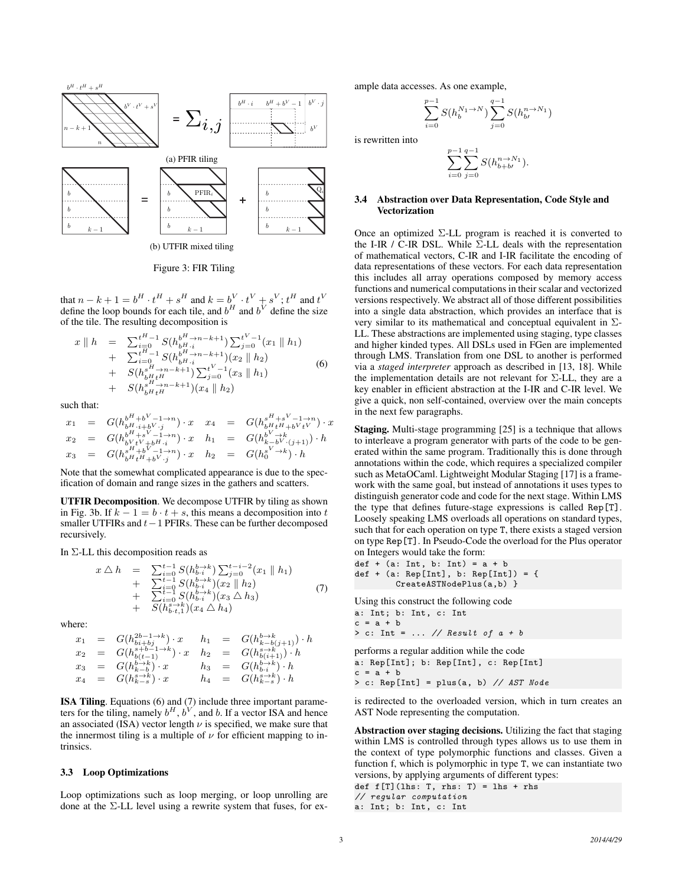(a) PFIR tiling

(b) UTFIR mixed tiling

Figure 3: FIR Tiling

that $n - k + 1 = b^H \cdot t^H + s^H$ and $k = b^V \cdot t^V + s^V$; $t^H$ and $t^V$ define the loop bounds for each tile, and $b^H$ and $b^V$ define the size of the tile. The resulting decomposition is

$$
\begin{aligned}
x \parallel h \;&=\; \textstyle\sum_{i=0}^{t^H-1} S(h_{b^H \cdot i}^{b^H \to n-k+1}) \sum_{j=0}^{t^V-1} (x_1 \parallel h_1) \\
&+\; \textstyle\sum_{i=0}^{t^H-1} S(h_{b^H \cdot i}^{b^H \to n-k+1}) (x_2 \parallel h_2) \\
&+\; S(h_{b^H t^H}^{s^H \to n-k+1}) \textstyle\sum_{j=0}^{t^V-1} (x_3 \parallel h_1) \\
&+\; S(h_{b^H t^H}^{s^H \to n-k+1}) (x_4 \parallel h_2)
\end{aligned} \tag{6}
$$

such that:

$$
\begin{aligned}
x_1 &= G(h_{b^H \cdot i + b^V \cdot j}^{b^H + b^V - 1 \to n}) \cdot x & x_4 &= G(h_{b^H t^H + b^V t^V}^{s^H + s^V - 1 \to n}) \cdot x \\
x_2 &= G(h_{b^V t^V + b^H \cdot i}^{b^H + s^V - 1 \to n}) \cdot x & h_1 &= G(h_{k - b^V \cdot (j+1)}^{b^V \to k}) \cdot h \\
x_3 &= G(h_{b^H t^H + b^V \cdot j}^{s^H + b^V - 1 \to n}) \cdot x & h_2 &= G(h_0^{s^V \to k}) \cdot h
\end{aligned}
$$

Note that the somewhat complicated appearance is due to the specification of domain and range sizes in the gathers and scatters.

**UTFIR Decomposition**. We decompose UTFIR by tiling as shown in Fig. 3b. If $k - 1 = b \cdot t + s$, this means a decomposition into $t$ smaller UTFIRs and $t - 1$ PFIRs. These can be further decomposed recursively.

In $\Sigma$-LL this decomposition reads as

$$
\begin{aligned}
x \triangle h \;&=\; \textstyle\sum_{i=0}^{t-1} S(h_{b \cdot i}^{b \to k}) \sum_{j=0}^{t-i-2} (x_1 \parallel h_1) \\
&+\; \textstyle\sum_{i=0}^{t-1} S(h_{b \cdot i}^{b \to k}) (x_2 \parallel h_2) \\
&+\; \textstyle\sum_{i=0}^{t-1} S(h_{b \cdot i}^{b \to k}) (x_3 \triangle h_3) \\
&+\; S(h_{b \cdot t, 1}^{s \to k}) (x_4 \triangle h_4)
\end{aligned} \tag{7}
$$

where:

$$
\begin{aligned}
x_1 &= G(h_{bi+bj}^{2b-1 \to k}) \cdot x & h_1 &= G(h_{k-b(j+1)}^{b \to k}) \cdot h \\
x_2 &= G(h_{b(t-1)}^{s+b-1 \to k}) \cdot x & h_2 &= G(h_{b(i+1)}^{s \to k}) \cdot h \\
x_3 &= G(h_{k-b}^{b \to k}) \cdot x & h_3 &= G(h_{b \cdot i}^{b \to k}) \cdot h \\
x_4 &= G(h_{k-s}^{s \to k}) \cdot x & h_4 &= G(h_{k-s}^{s \to k}) \cdot h
\end{aligned}
$$

**ISA Tiling**. Equations (6) and (7) include three important parameters for the tiling, namely $b^H$, $b^V$, and $b$. If a vector ISA and hence an associated (ISA) vector length $\nu$ is specified, we make sure that the innermost tiling is a multiple of $\nu$ for efficient mapping to intrinsics.

### 3.3 Loop Optimizations

Loop optimizations such as loop merging, or loop unrolling are done at the $\Sigma$-LL level using a rewrite system that fuses, for example data accesses. As one example,

$$
\sum_{i=0}^{p-1} S(h_b^{N_1 \to N}) \sum_{j=0}^{q-1} S(h_{b\prime}^{n \to N_1})
$$

is rewritten into

$$
\sum_{i=0}^{p-1} \sum_{j=0}^{q-1} S(h_{b+b\prime}^{n \to N_1}).
$$

### 3.4 Abstraction over Data Representation, Code Style and Vectorization

Once an optimized $\Sigma$-LL program is reached it is converted to the I-IR / C-IR DSL. While $\Sigma$-LL deals with the representation of mathematical vectors, C-IR and I-IR facilitate the encoding of data representations of these vectors. For each data representation this includes all array operations composed by memory access functions and numerical computations in their scalar and vectorized versions respectively. We abstract all of those different possibilities into a single data abstraction, which provides an interface that is very similar to its mathematical and conceptual equivalent in $\Sigma$-LL. These abstractions are implemented using staging, type classes and higher kinded types. All DSLs used in FGen are implemented through LMS. Translation from one DSL to another is performed via a *staged interpreter* approach as described in [13, 18]. While the implementation details are not relevant for $\Sigma$-LL, they are a key enabler in efficient abstraction at the I-IR and C-IR level. We give a quick, non self-contained, overview over the main concepts in the next few paragraphs.

**Staging.** Multi-stage programming [25] is a technique that allows to interleave a program generator with parts of the code to be generated within the same program. Traditionally this is done through annotations within the code, which requires a specialized compiler such as MetaOCaml. Lightweight Modular Staging [17] is a framework with the same goal, but instead of annotations it uses types to distinguish generator code and code for the next stage. Within LMS the type that defines future-stage expressions is called Rep[T]. Loosely speaking LMS overloads all operations on standard types, such that for each operation on type T, there exists a staged version on type Rep[T]. In Pseudo-Code the overload for the Plus operator on Integers would take the form:

```
def + (a: Int, b: Int) = a + b
def + (a: Rep[Int], b: Rep[Int]) = {
        CreateASTNodePlus(a,b) }
```

Using this construct the following code

```
a: Int; b: Int, c: Int
c = a + b
> c: Int = ... // Result of a + b
```

performs a regular addition while the code

```
a: Rep[Int]; b: Rep[Int], c: Rep[Int]
c = a + b
> c: Rep[Int] = plus(a, b) // AST Node
```

is redirected to the overloaded version, which in turn creates an AST Node representing the computation.

**Abstraction over staging decisions.** Utilizing the fact that staging within LMS is controlled through types allows us to use them in the context of type polymorphic functions and classes. Given a function f, which is polymorphic in type T, we can instantiate two versions, by applying arguments of different types:

```
def f[T](lhs: T, rhs: T) = lhs + rhs
// regular computation
a: Int; b: Int, c: Int
```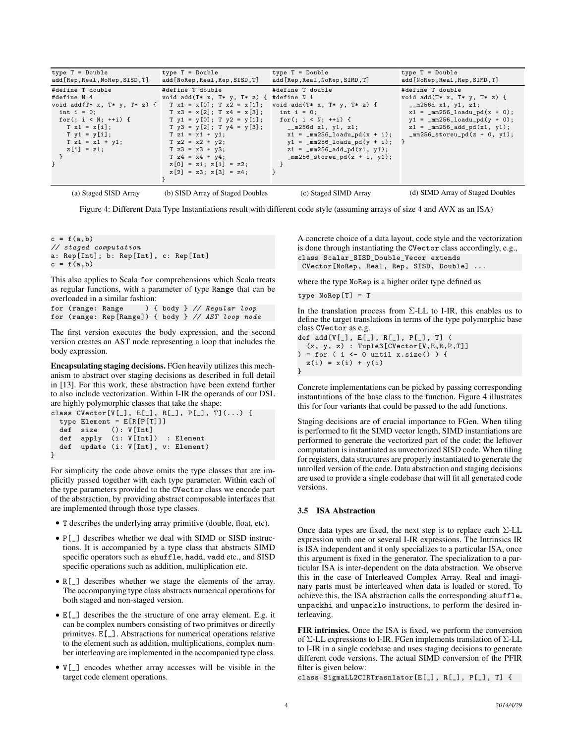| type T = Double<br>add[Rep,Real,NoRep,SISD,T] | type T = Double<br>add[NoRep,Real,Rep,SISD,T] | type T = Double<br>add[Rep,Real,NoRep,SIMD,T] | type T = Double<br>add[NoRep,Real,Rep,SIMD,T] |
|---|---|---|---|
| `#define T double`<br>`#define N 4`<br>`void add(T* x, T* y, T* z) {`<br>`  int i = 0;`<br>`  for(; i < N; ++i) {`<br>`    T x1 = x[i];`<br>`    T y1 = y[i];`<br>`    T z1 = x1 + y1;`<br>`    z[i] = z1;`<br>`  }`<br>`}` | `#define T double`<br>`void add(T* x, T* y, T* z) {`<br>`  T x1 = x[0]; T x2 = x[1];`<br>`  T x3 = x[2]; T x4 = x[3];`<br>`  T y1 = y[0]; T y2 = y[1];`<br>`  T y3 = y[2]; T y4 = y[3];`<br>`  T z1 = x1 + y1;`<br>`  T z2 = x2 + y2;`<br>`  T z3 = x3 + y3;`<br>`  T z4 = x4 + y4;`<br>`  z[0] = z1; z[1] = z2;`<br>`  z[2] = z3; z[3] = z4;`<br>`}` | `#define T double`<br>`#define N 1`<br>`void add(T* x, T* y, T* z) {`<br>`  int i = 0;`<br>`  for(; i < N; ++i) {`<br>`    __m256d x1, y1, z1;`<br>`    x1 = _mm256_loadu_pd(x + i);`<br>`    y1 = _mm256_loadu_pd(y + i);`<br>`    z1 = _mm256_add_pd(x1, y1);`<br>`    _mm256_storeu_pd(z + i, y1);`<br>`  }`<br>`}` | `#define T double`<br>`void add(T* x, T* y, T* z) {`<br>`  __m256d x1, y1, z1;`<br>`  x1 = _mm256_loadu_pd(x + 0);`<br>`  y1 = _mm256_loadu_pd(y + 0);`<br>`  z1 = _mm256_add_pd(x1, y1);`<br>`  _mm256_storeu_pd(z + 0, y1);`<br>`}` |
| (a) Staged SISD Array | (b) SISD Array of Staged Doubles | (c) Staged SIMD Array | (d) SIMD Array of Staged Doubles |

Figure 4: Different Data Type Instantiations result with different code style (assuming arrays of size 4 and AVX as an ISA)

```
c = f(a,b)
// staged computation
a: Rep[Int]; b: Rep[Int], c: Rep[Int]
c = f(a,b)
```

This also applies to Scala `for` comprehensions which Scala treats as regular functions, with a parameter of type `Range` that can be overloaded in a similar fashion:

```
for (range: Range      ) { body } // Regular loop
for (range: Rep[Range]) { body } // AST loop node
```

The first version executes the body expression, and the second version creates an AST node representing a loop that includes the body expression.

**Encapsulating staging decisions.** FGen heavily utilizes this mechanism to abstract over staging decisions as described in full detail in [13]. For this work, these abstraction have been extend further to also include vectorization. Within I-IR the operands of our DSL are highly polymorphic classes that take the shape:

```
class CVector[V[_], E[_], R[_], P[_], T](...) {
  type Element = E[R[P[T]]]
  def  size   (): V[Int]
  def  apply  (i: V[Int])  : Element
  def  update (i: V[Int], v: Element)
}
```

For simplicity the code above omits the type classes that are implicitly passed together with each type parameter. Within each of the type parameters provided to the `CVector` class we encode part of the abstraction, by providing abstract composable interfaces that are implemented through those type classes.

- `T` describes the underlying array primitive (double, float, etc).
- `P[_]` describes whether we deal with SIMD or SISD instructions. It is accompanied by a type class that abstracts SIMD specific operators such as `shuffle`, `hadd`, `vadd` etc., and SISD specific operations such as addition, multiplication etc.
- `R[_]` describes whether we stage the elements of the array. The accompanying type class abstracts numerical operations for both staged and non-staged version.
- `E[_]` describes the the structure of one array element. E.g. it can be complex numbers consisting of two primitves or directly primitves. `E[_]`. Abstractions for numerical operations relative to the element such as addition, multiplications, complex number interleaving are implemented in the accompanied type class.
- `V[_]` encodes whether array accesses will be visible in the target code element operations.

A concrete choice of a data layout, code style and the vectorization is done through instantiating the `CVector` class accordingly, e.g.,

```
class Scalar_SISD_Double_Vecor extends
 CVector[NoRep, Real, Rep, SISD, Double] ...
```

where the type `NoRep` is a higher order type defined as

```
type NoRep[T] = T
```

In the translation process from $\Sigma$-LL to I-IR, this enables us to define the target translations in terms of the type polymorphic base class `CVector` as e.g.

```
def add[V[_], E[_], R[_], P[_], T] (
  (x, y, z) : Tuple3[CVector[V,E,R,P,T]]
) = for ( i <- 0 until x.size() ) {
  z(i) = x(i) + y(i)
}
```

Concrete implementations can be picked by passing corresponding instantiations of the base class to the function. Figure 4 illustrates this for four variants that could be passed to the add functions.

Staging decisions are of crucial importance to FGen. When tiling is performed to fit the SIMD vector length, SIMD instantiations are performed to generate the vectorized part of the code; the leftover computation is instantiated as unvectorized SISD code. When tiling for registers, data structures are properly instantiated to generate the unrolled version of the code. Data abstraction and staging decisions are used to provide a single codebase that will fit all generated code versions.

### 3.5 ISA Abstraction

Once data types are fixed, the next step is to replace each $\Sigma$-LL expression with one or several I-IR expressions. The Intrinsics IR is ISA independent and it only specializes to a particular ISA, once this argument is fixed in the generator. The specialization to a particular ISA is inter-dependent on the data abstraction. We observe this in the case of Interleaved Complex Array. Real and imaginary parts must be interleaved when data is loaded or stored. To achieve this, the ISA abstraction calls the corresponding `shuffle`, `unpackhi` and `unpacklo` instructions, to perform the desired interleaving.

**FIR intrinsics.** Once the ISA is fixed, we perform the conversion of $\Sigma$-LL expressions to I-IR. FGen implements translation of $\Sigma$-LL to I-IR in a single codebase and uses staging decisions to generate different code versions. The actual SIMD conversion of the PFIR filter is given below:

```
class SigmaLL2CIRTrasnlator[E[_], R[_], P[_], T] {
```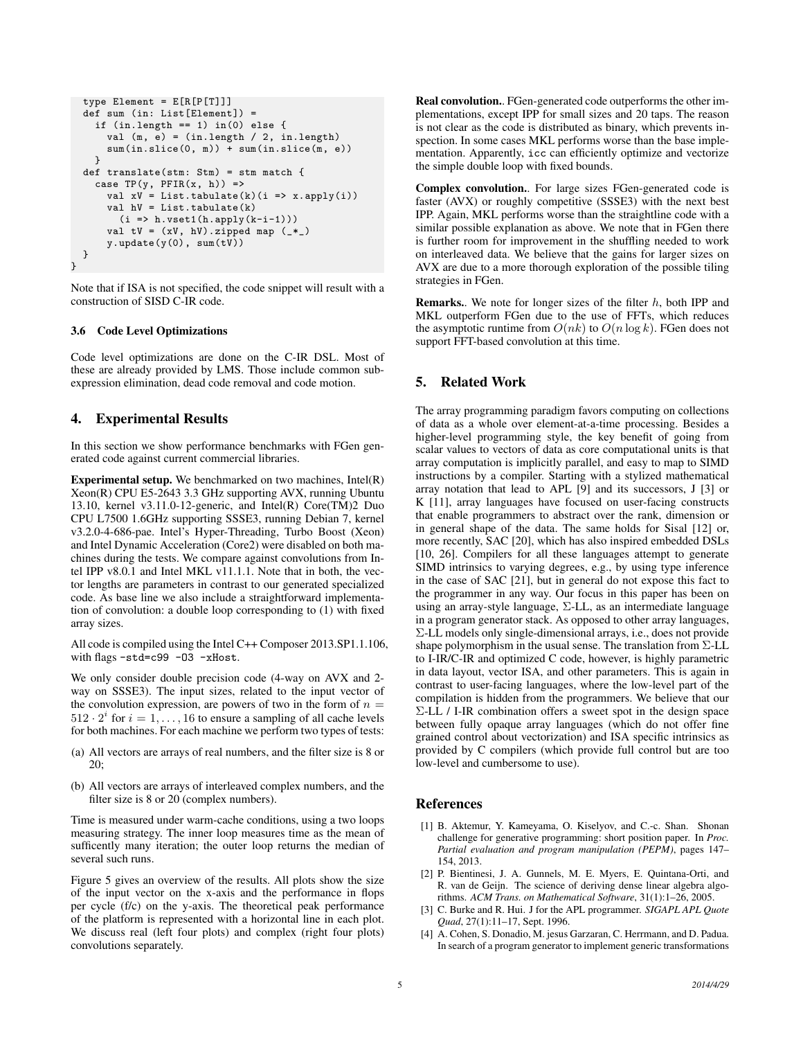```
  type Element = E[R[P[T]]]
  def sum (in: List[Element]) =
    if (in.length == 1) in(0) else {
      val (m, e) = (in.length / 2, in.length)
      sum(in.slice(0, m)) + sum(in.slice(m, e))
    }
  def translate(stm: Stm) = stm match {
    case TP(y, PFIR(x, h)) =>
      val xV = List.tabulate(k)(i => x.apply(i))
      val hV = List.tabulate(k)
        (i => h.vset1(h.apply(k-i-1)))
      val tV = (xV, hV).zipped map (_*_)
      y.update(y(0), sum(tV))
  }
}
```

Note that if ISA is not specified, the code snippet will result with a construction of SISD C-IR code.

### 3.6 Code Level Optimizations

Code level optimizations are done on the C-IR DSL. Most of these are already provided by LMS. Those include common subexpression elimination, dead code removal and code motion.

## 4. Experimental Results

In this section we show performance benchmarks with FGen generated code against current commercial libraries.

**Experimental setup.** We benchmarked on two machines, Intel(R) Xeon(R) CPU E5-2643 3.3 GHz supporting AVX, running Ubuntu 13.10, kernel v3.11.0-12-generic, and Intel(R) Core(TM)2 Duo CPU L7500 1.6GHz supporting SSSE3, running Debian 7, kernel v3.2.0-4-686-pae. Intel's Hyper-Threading, Turbo Boost (Xeon) and Intel Dynamic Acceleration (Core2) were disabled on both machines during the tests. We compare against convolutions from Intel IPP v8.0.1 and Intel MKL v11.1.1. Note that in both, the vector lengths are parameters in contrast to our generated specialized code. As base line we also include a straightforward implementation of convolution: a double loop corresponding to (1) with fixed array sizes.

All code is compiled using the Intel C++ Composer 2013.SP1.1.106, with flags `-std=c99 -O3 -xHost`.

We only consider double precision code (4-way on AVX and 2-way on SSSE3). The input sizes, related to the input vector of the convolution expression, are powers of two in the form of $n = 512 \cdot 2^i$ for $i = 1, \ldots, 16$ to ensure a sampling of all cache levels for both machines. For each machine we perform two types of tests:

(a) All vectors are arrays of real numbers, and the filter size is 8 or 20;

(b) All vectors are arrays of interleaved complex numbers, and the filter size is 8 or 20 (complex numbers).

Time is measured under warm-cache conditions, using a two loops measuring strategy. The inner loop measures time as the mean of sufficently many iteration; the outer loop returns the median of several such runs.

Figure 5 gives an overview of the results. All plots show the size of the input vector on the x-axis and the performance in flops per cycle (f/c) on the y-axis. The theoretical peak performance of the platform is represented with a horizontal line in each plot. We discuss real (left four plots) and complex (right four plots) convolutions separately.

**Real convolution.**. FGen-generated code outperforms the other implementations, except IPP for small sizes and 20 taps. The reason is not clear as the code is distributed as binary, which prevents inspection. In some cases MKL performs worse than the base implementation. Apparently, `icc` can efficiently optimize and vectorize the simple double loop with fixed bounds.

**Complex convolution.**. For large sizes FGen-generated code is faster (AVX) or roughly competitive (SSSE3) with the next best IPP. Again, MKL performs worse than the straightline code with a similar possible explanation as above. We note that in FGen there is further room for improvement in the shuffling needed to work on interleaved data. We believe that the gains for larger sizes on AVX are due to a more thorough exploration of the possible tiling strategies in FGen.

**Remarks.**. We note for longer sizes of the filter $h$, both IPP and MKL outperform FGen due to the use of FFTs, which reduces the asymptotic runtime from $O(nk)$ to $O(n \log k)$. FGen does not support FFT-based convolution at this time.

## 5. Related Work

The array programming paradigm favors computing on collections of data as a whole over element-at-a-time processing. Besides a higher-level programming style, the key benefit of going from scalar values to vectors of data as core computational units is that array computation is implicitly parallel, and easy to map to SIMD instructions by a compiler. Starting with a stylized mathematical array notation that lead to APL [9] and its successors, J [3] or K [11], array languages have focused on user-facing constructs that enable programmers to abstract over the rank, dimension or in general shape of the data. The same holds for Sisal [12] or, more recently, SAC [20], which has also inspired embedded DSLs [10, 26]. Compilers for all these languages attempt to generate SIMD intrinsics to varying degrees, e.g., by using type inference in the case of SAC [21], but in general do not expose this fact to the programmer in any way. Our focus in this paper has been on using an array-style language, $\Sigma$-LL, as an intermediate language in a program generator stack. As opposed to other array languages, $\Sigma$-LL models only single-dimensional arrays, i.e., does not provide shape polymorphism in the usual sense. The translation from $\Sigma$-LL to I-IR/C-IR and optimized C code, however, is highly parametric in data layout, vector ISA, and other parameters. This is again in contrast to user-facing languages, where the low-level part of the compilation is hidden from the programmers. We believe that our $\Sigma$-LL / I-IR combination offers a sweet spot in the design space between fully opaque array languages (which do not offer fine grained control about vectorization) and ISA specific intrinsics as provided by C compilers (which provide full control but are too low-level and cumbersome to use).

## References

[1] B. Aktemur, Y. Kameyama, O. Kiselyov, and C.-c. Shan. Shonan challenge for generative programming: short position paper. In *Proc. Partial evaluation and program manipulation (PEPM)*, pages 147–154, 2013.

[2] P. Bientinesi, J. A. Gunnels, M. E. Myers, E. Quintana-Orti, and R. van de Geijn. The science of deriving dense linear algebra algorithms. *ACM Trans. on Mathematical Software*, 31(1):1–26, 2005.

[3] C. Burke and R. Hui. J for the APL programmer. *SIGAPL APL Quote Quad*, 27(1):11–17, Sept. 1996.

[4] A. Cohen, S. Donadio, M. jesus Garzaran, C. Herrmann, and D. Padua. In search of a program generator to implement generic transformations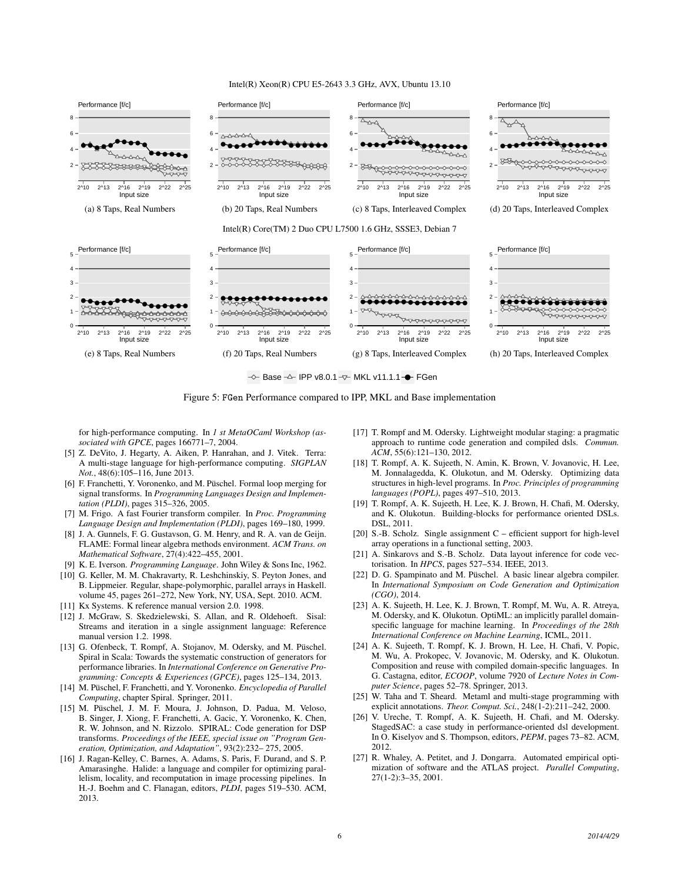Intel(R) Xeon(R) CPU E5-2643 3.3 GHz, AVX, Ubuntu 13.10

Performance [f/c]

8
6
4
2

2^10 2^13 2^16 2^19 2^22 2^25
Input size

(a) 8 Taps, Real Numbers

(b) 20 Taps, Real Numbers

(c) 8 Taps, Interleaved Complex

(d) 20 Taps, Interleaved Complex

Intel(R) Core(TM) 2 Duo CPU L7500 1.6 GHz, SSSE3, Debian 7

Performance [f/c]

5
4
3
2
1
0

2^10 2^13 2^16 2^19 2^22 2^25
Input size

(e) 8 Taps, Real Numbers

(f) 20 Taps, Real Numbers

(g) 8 Taps, Interleaved Complex

(h) 20 Taps, Interleaved Complex

Base IPP v8.0.1 MKL v11.1.1 FGen

Figure 5: FGen Performance compared to IPP, MKL and Base implementation

for high-performance computing. In *1 st MetaOCaml Workshop (associated with GPCE*, pages 166771–7, 2004.

[5] Z. DeVito, J. Hegarty, A. Aiken, P. Hanrahan, and J. Vitek. Terra: A multi-stage language for high-performance computing. *SIGPLAN Not.*, 48(6):105–116, June 2013.

[6] F. Franchetti, Y. Voronenko, and M. Püschel. Formal loop merging for signal transforms. In *Programming Languages Design and Implementation (PLDI)*, pages 315–326, 2005.

[7] M. Frigo. A fast Fourier transform compiler. In *Proc. Programming Language Design and Implementation (PLDI)*, pages 169–180, 1999.

[8] J. A. Gunnels, F. G. Gustavson, G. M. Henry, and R. A. van de Geijn. FLAME: Formal linear algebra methods environment. *ACM Trans. on Mathematical Software*, 27(4):422–455, 2001.

[9] K. E. Iverson. *Programming Language*. John Wiley & Sons Inc, 1962.

[10] G. Keller, M. M. Chakravarty, R. Leshchinskiy, S. Peyton Jones, and B. Lippmeier. Regular, shape-polymorphic, parallel arrays in Haskell. volume 45, pages 261–272, New York, NY, USA, Sept. 2010. ACM.

[11] Kx Systems. K reference manual version 2.0. 1998.

[12] J. McGraw, S. Skedzielewski, S. Allan, and R. Oldehoeft. Sisal: Streams and iteration in a single assignment language: Reference manual version 1.2. 1998.

[13] G. Ofenbeck, T. Rompf, A. Stojanov, M. Odersky, and M. Püschel. Spiral in Scala: Towards the systematic construction of generators for performance libraries. In *International Conference on Generative Programming: Concepts & Experiences (GPCE)*, pages 125–134, 2013.

[14] M. Püschel, F. Franchetti, and Y. Voronenko. *Encyclopedia of Parallel Computing*, chapter Spiral. Springer, 2011.

[15] M. Püschel, J. M. F. Moura, J. Johnson, D. Padua, M. Veloso, B. Singer, J. Xiong, F. Franchetti, A. Gacic, Y. Voronenko, K. Chen, R. W. Johnson, and N. Rizzolo. SPIRAL: Code generation for DSP transforms. *Proceedings of the IEEE, special issue on "Program Generation, Optimization, and Adaptation"*, 93(2):232– 275, 2005.

[16] J. Ragan-Kelley, C. Barnes, A. Adams, S. Paris, F. Durand, and S. P. Amarasinghe. Halide: a language and compiler for optimizing parallelism, locality, and recomputation in image processing pipelines. In H.-J. Boehm and C. Flanagan, editors, *PLDI*, pages 519–530. ACM, 2013.

[17] T. Rompf and M. Odersky. Lightweight modular staging: a pragmatic approach to runtime code generation and compiled dsls. *Commun. ACM*, 55(6):121–130, 2012.

[18] T. Rompf, A. K. Sujeeth, N. Amin, K. Brown, V. Jovanovic, H. Lee, M. Jonnalagedda, K. Olukotun, and M. Odersky. Optimizing data structures in high-level programs. In *Proc. Principles of programming languages (POPL)*, pages 497–510, 2013.

[19] T. Rompf, A. K. Sujeeth, H. Lee, K. J. Brown, H. Chafi, M. Odersky, and K. Olukotun. Building-blocks for performance oriented DSLs. DSL, 2011.

[20] S.-B. Scholz. Single assignment C – efficient support for high-level array operations in a functional setting, 2003.

[21] A. Sinkarovs and S.-B. Scholz. Data layout inference for code vectorisation. In *HPCS*, pages 527–534. IEEE, 2013.

[22] D. G. Spampinato and M. Püschel. A basic linear algebra compiler. In *International Symposium on Code Generation and Optimization (CGO)*, 2014.

[23] A. K. Sujeeth, H. Lee, K. J. Brown, T. Rompf, M. Wu, A. R. Atreya, M. Odersky, and K. Olukotun. OptiML: an implicitly parallel domain-specific language for machine learning. In *Proceedings of the 28th International Conference on Machine Learning*, ICML, 2011.

[24] A. K. Sujeeth, T. Rompf, K. J. Brown, H. Lee, H. Chafi, V. Popic, M. Wu, A. Prokopec, V. Jovanovic, M. Odersky, and K. Olukotun. Composition and reuse with compiled domain-specific languages. In G. Castagna, editor, *ECOOP*, volume 7920 of *Lecture Notes in Computer Science*, pages 52–78. Springer, 2013.

[25] W. Taha and T. Sheard. Metaml and multi-stage programming with explicit annotations. *Theor. Comput. Sci.*, 248(1-2):211–242, 2000.

[26] V. Ureche, T. Rompf, A. K. Sujeeth, H. Chafi, and M. Odersky. StagedSAC: a case study in performance-oriented dsl development. In O. Kiselyov and S. Thompson, editors, *PEPM*, pages 73–82. ACM, 2012.

[27] R. Whaley, A. Petitet, and J. Dongarra. Automated empirical optimization of software and the ATLAS project. *Parallel Computing*, 27(1-2):3–35, 2001.